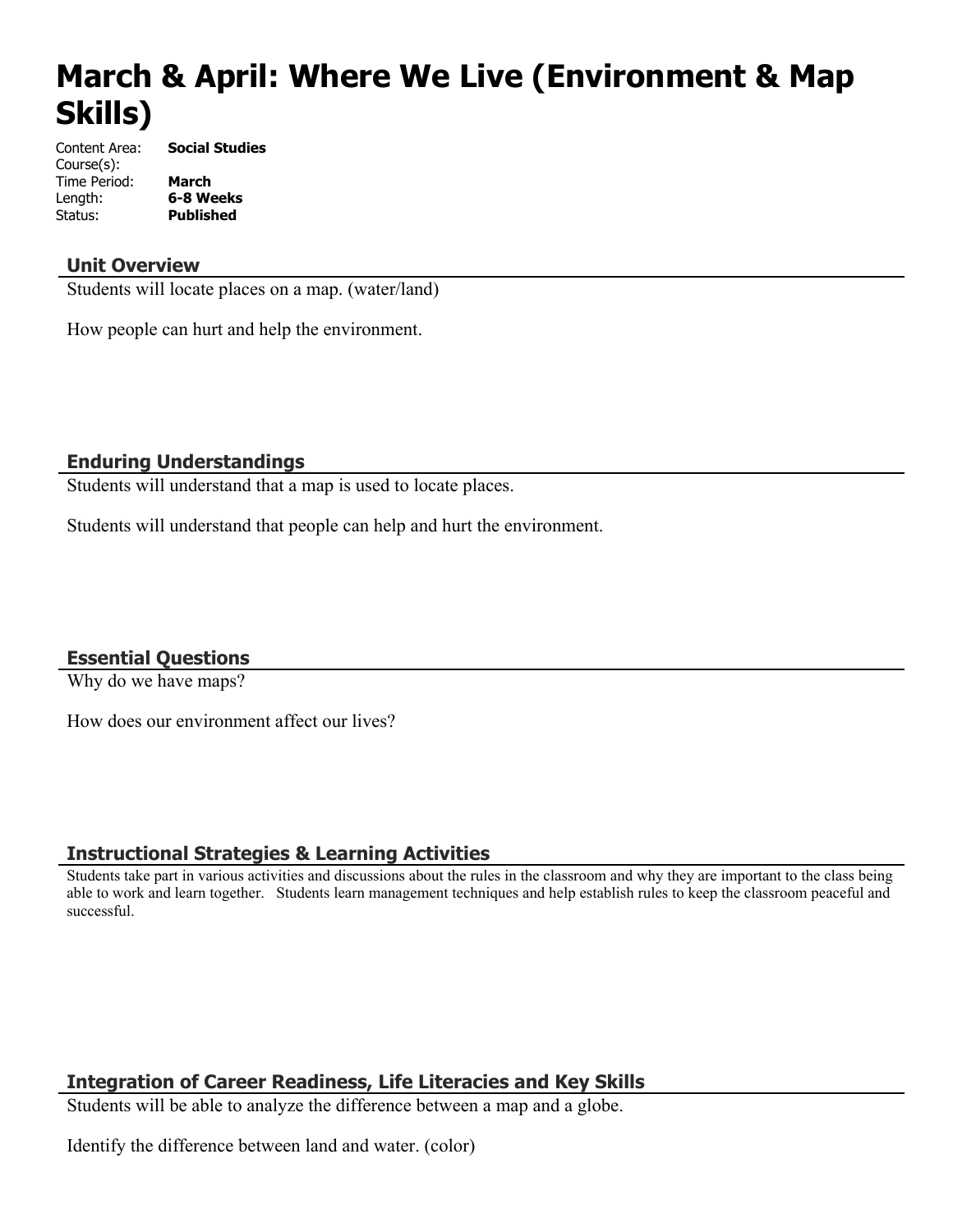# March & April: Where We Live (Environment & Map Skills)

| | |
|---|---|
| Content Area: | **Social Studies** |
| Course(s): | |
| Time Period: | **March** |
| Length: | **6-8 Weeks** |
| Status: | **Published** |

## Unit Overview

Students will locate places on a map. (water/land)

How people can hurt and help the environment.

## Enduring Understandings

Students will understand that a map is used to locate places.

Students will understand that people can help and hurt the environment.

## Essential Questions

Why do we have maps?

How does our environment affect our lives?

## Instructional Strategies & Learning Activities

Students take part in various activities and discussions about the rules in the classroom and why they are important to the class being able to work and learn together. Students learn management techniques and help establish rules to keep the classroom peaceful and successful.

## Integration of Career Readiness, Life Literacies and Key Skills

Students will be able to analyze the difference between a map and a globe.

Identify the difference between land and water. (color)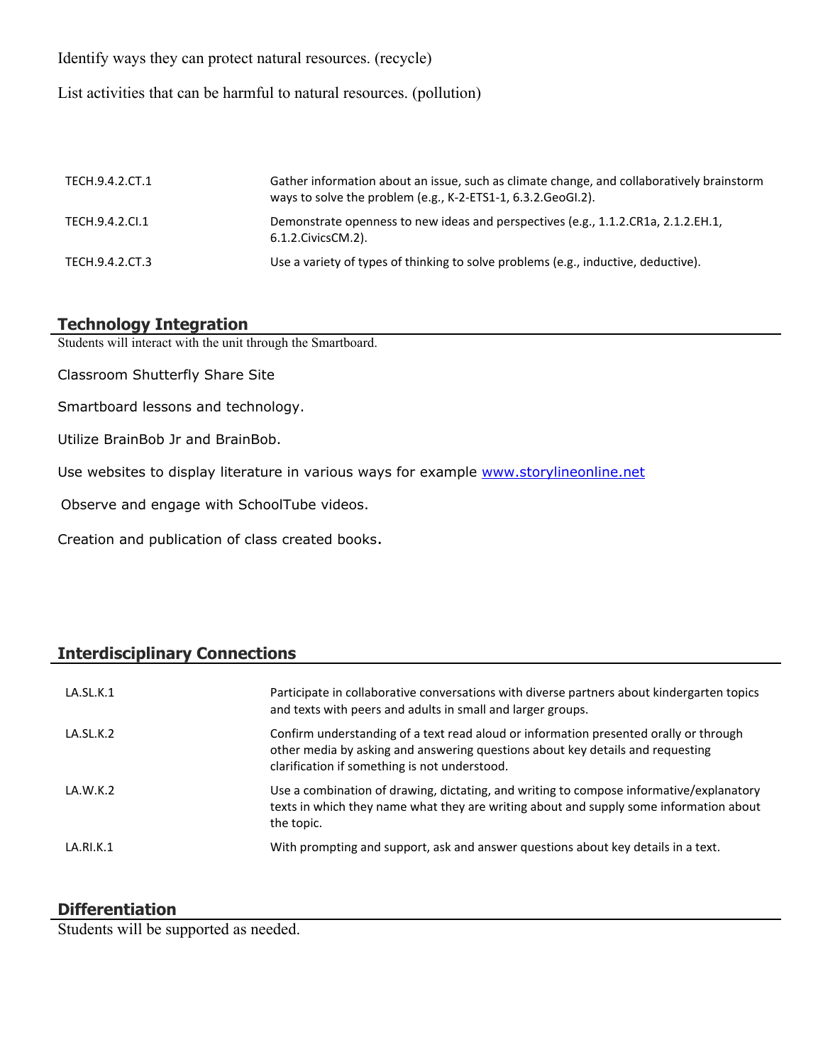Identify ways they can protect natural resources. (recycle)

List activities that can be harmful to natural resources. (pollution)

| | |
|---|---|
| TECH.9.4.2.CT.1 | Gather information about an issue, such as climate change, and collaboratively brainstorm ways to solve the problem (e.g., K-2-ETS1-1, 6.3.2.GeoGI.2). |
| TECH.9.4.2.CI.1 | Demonstrate openness to new ideas and perspectives (e.g., 1.1.2.CR1a, 2.1.2.EH.1, 6.1.2.CivicsCM.2). |
| TECH.9.4.2.CT.3 | Use a variety of types of thinking to solve problems (e.g., inductive, deductive). |

## Technology Integration

Students will interact with the unit through the Smartboard.

Classroom Shutterfly Share Site

Smartboard lessons and technology.

Utilize BrainBob Jr and BrainBob.

Use websites to display literature in various ways for example www.storylineonline.net

Observe and engage with SchoolTube videos.

Creation and publication of class created books.

## Interdisciplinary Connections

| | |
|---|---|
| LA.SL.K.1 | Participate in collaborative conversations with diverse partners about kindergarten topics and texts with peers and adults in small and larger groups. |
| LA.SL.K.2 | Confirm understanding of a text read aloud or information presented orally or through other media by asking and answering questions about key details and requesting clarification if something is not understood. |
| LA.W.K.2 | Use a combination of drawing, dictating, and writing to compose informative/explanatory texts in which they name what they are writing about and supply some information about the topic. |
| LA.RI.K.1 | With prompting and support, ask and answer questions about key details in a text. |

## Differentiation

Students will be supported as needed.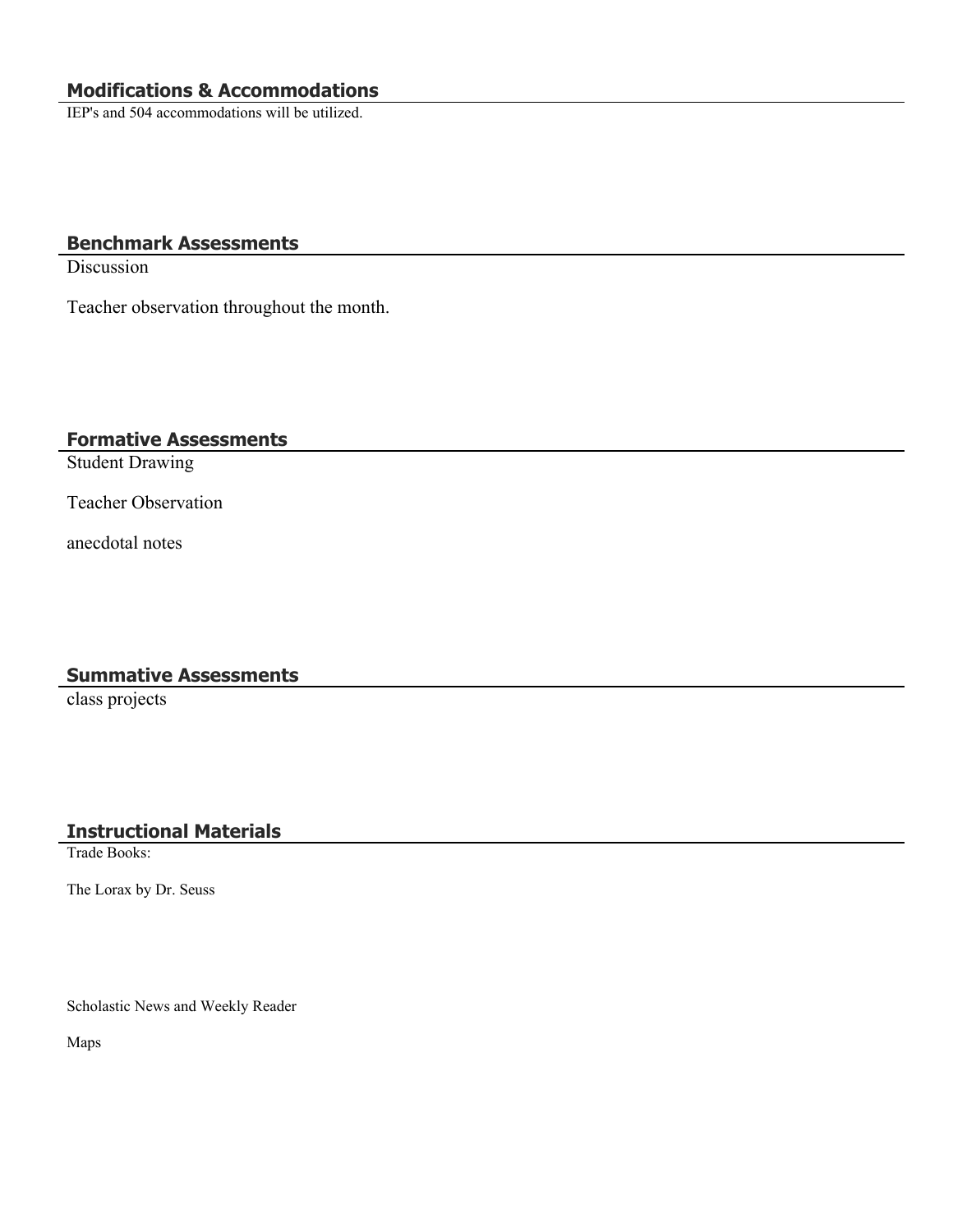## Modifications & Accommodations

IEP's and 504 accommodations will be utilized.

## Benchmark Assessments

Discussion

Teacher observation throughout the month.

## Formative Assessments

Student Drawing

Teacher Observation

anecdotal notes

## Summative Assessments

class projects

## Instructional Materials

Trade Books:

The Lorax by Dr. Seuss

Scholastic News and Weekly Reader

Maps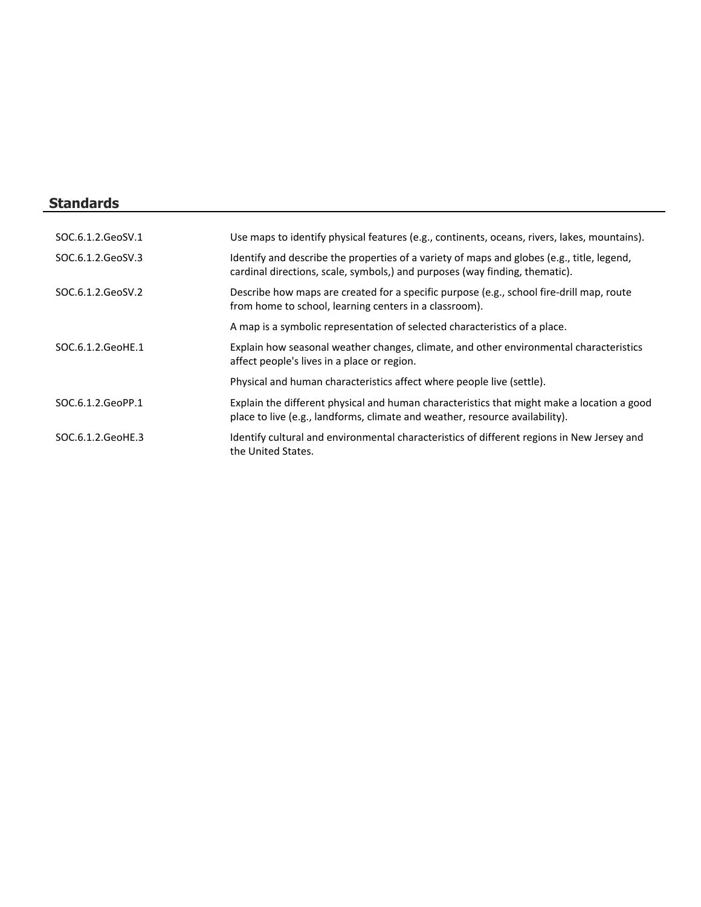## Standards

| | |
|---|---|
| SOC.6.1.2.GeoSV.1 | Use maps to identify physical features (e.g., continents, oceans, rivers, lakes, mountains). |
| SOC.6.1.2.GeoSV.3 | Identify and describe the properties of a variety of maps and globes (e.g., title, legend, cardinal directions, scale, symbols,) and purposes (way finding, thematic). |
| SOC.6.1.2.GeoSV.2 | Describe how maps are created for a specific purpose (e.g., school fire-drill map, route from home to school, learning centers in a classroom). |
| | A map is a symbolic representation of selected characteristics of a place. |
| SOC.6.1.2.GeoHE.1 | Explain how seasonal weather changes, climate, and other environmental characteristics affect people's lives in a place or region. |
| | Physical and human characteristics affect where people live (settle). |
| SOC.6.1.2.GeoPP.1 | Explain the different physical and human characteristics that might make a location a good place to live (e.g., landforms, climate and weather, resource availability). |
| SOC.6.1.2.GeoHE.3 | Identify cultural and environmental characteristics of different regions in New Jersey and the United States. |